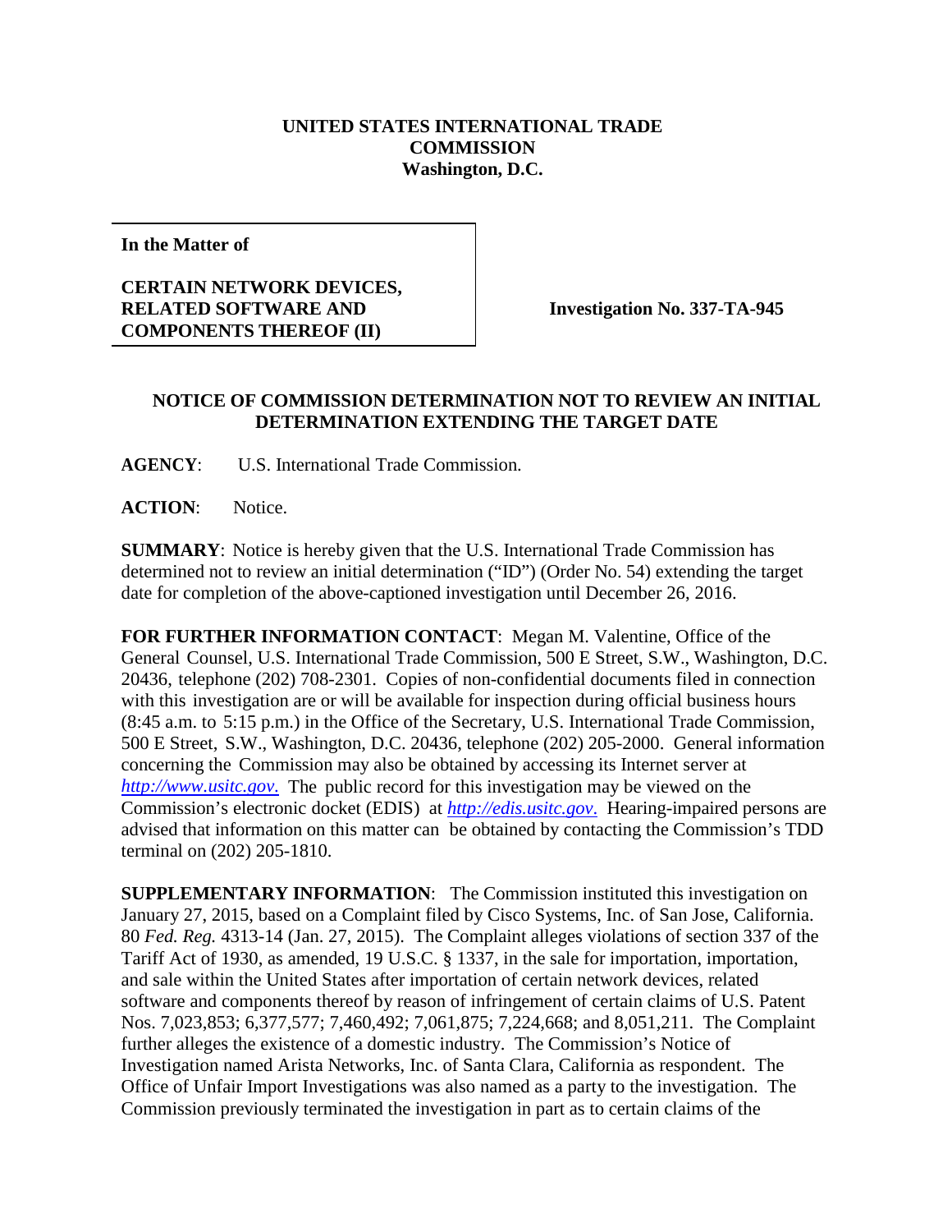**UNITED STATES INTERNATIONAL TRADE COMMISSION**
**Washington, D.C.**

| **In the Matter of** **CERTAIN NETWORK DEVICES, RELATED SOFTWARE AND COMPONENTS THEREOF (II)** | **Investigation No. 337-TA-945** |
|---|---|

**NOTICE OF COMMISSION DETERMINATION NOT TO REVIEW AN INITIAL DETERMINATION EXTENDING THE TARGET DATE**

**AGENCY**: U.S. International Trade Commission.

**ACTION**: Notice.

**SUMMARY**: Notice is hereby given that the U.S. International Trade Commission has determined not to review an initial determination ("ID") (Order No. 54) extending the target date for completion of the above-captioned investigation until December 26, 2016.

**FOR FURTHER INFORMATION CONTACT**: Megan M. Valentine, Office of the General Counsel, U.S. International Trade Commission, 500 E Street, S.W., Washington, D.C. 20436, telephone (202) 708-2301. Copies of non-confidential documents filed in connection with this investigation are or will be available for inspection during official business hours (8:45 a.m. to 5:15 p.m.) in the Office of the Secretary, U.S. International Trade Commission, 500 E Street, S.W., Washington, D.C. 20436, telephone (202) 205-2000. General information concerning the Commission may also be obtained by accessing its Internet server at *http://www.usitc.gov*. The public record for this investigation may be viewed on the Commission's electronic docket (EDIS) at *http://edis.usitc.gov*. Hearing-impaired persons are advised that information on this matter can be obtained by contacting the Commission's TDD terminal on (202) 205-1810.

**SUPPLEMENTARY INFORMATION**: The Commission instituted this investigation on January 27, 2015, based on a Complaint filed by Cisco Systems, Inc. of San Jose, California. 80 *Fed. Reg.* 4313-14 (Jan. 27, 2015). The Complaint alleges violations of section 337 of the Tariff Act of 1930, as amended, 19 U.S.C. § 1337, in the sale for importation, importation, and sale within the United States after importation of certain network devices, related software and components thereof by reason of infringement of certain claims of U.S. Patent Nos. 7,023,853; 6,377,577; 7,460,492; 7,061,875; 7,224,668; and 8,051,211. The Complaint further alleges the existence of a domestic industry. The Commission's Notice of Investigation named Arista Networks, Inc. of Santa Clara, California as respondent. The Office of Unfair Import Investigations was also named as a party to the investigation. The Commission previously terminated the investigation in part as to certain claims of the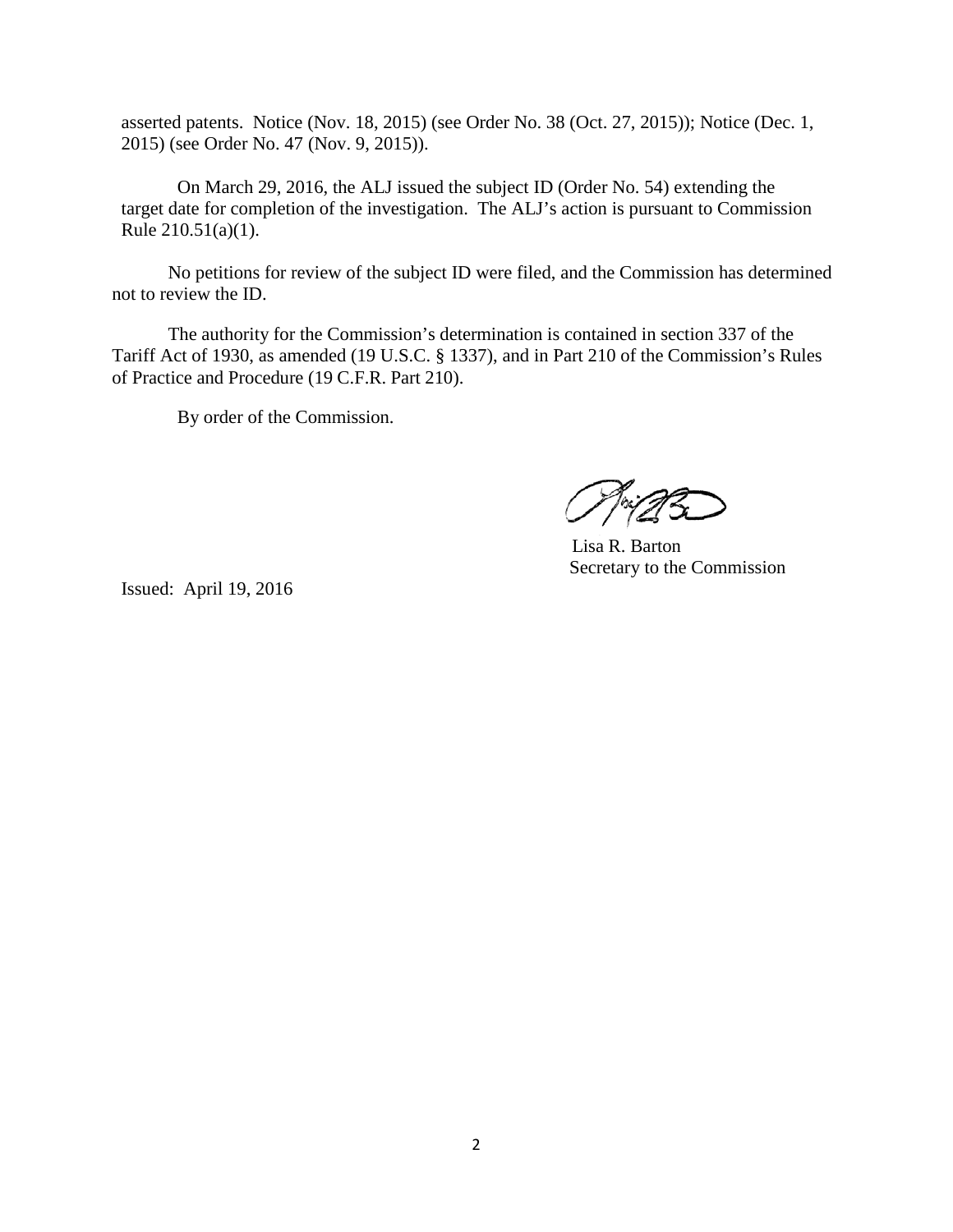asserted patents. Notice (Nov. 18, 2015) (see Order No. 38 (Oct. 27, 2015)); Notice (Dec. 1, 2015) (see Order No. 47 (Nov. 9, 2015)).

On March 29, 2016, the ALJ issued the subject ID (Order No. 54) extending the target date for completion of the investigation. The ALJ's action is pursuant to Commission Rule 210.51(a)(1).

No petitions for review of the subject ID were filed, and the Commission has determined not to review the ID.

The authority for the Commission's determination is contained in section 337 of the Tariff Act of 1930, as amended (19 U.S.C. § 1337), and in Part 210 of the Commission's Rules of Practice and Procedure (19 C.F.R. Part 210).

By order of the Commission.

Lisa R. Barton
Secretary to the Commission

Issued: April 19, 2016